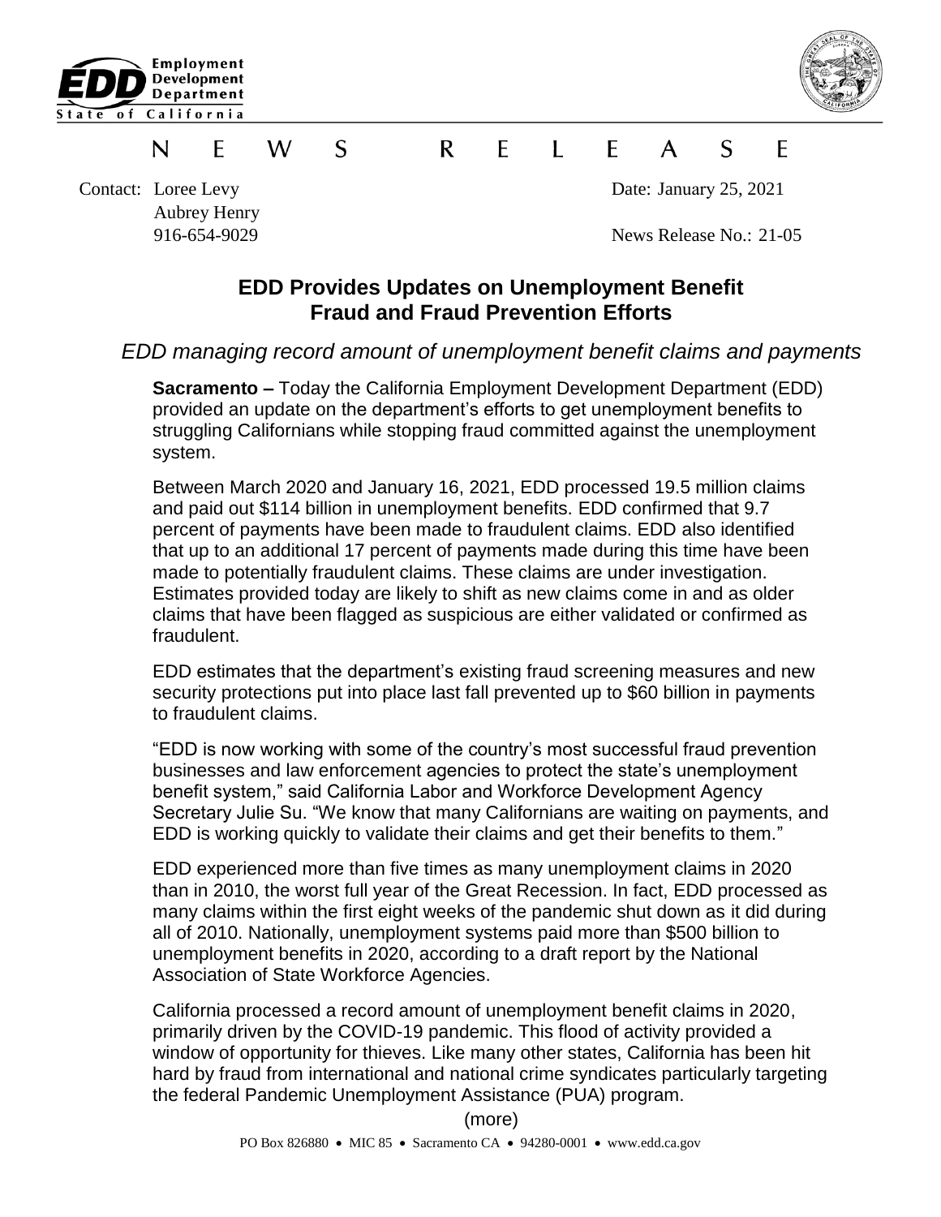# NEWS RELEASE

Contact: Loree Levy
Aubrey Henry
916-654-9029

Date: January 25, 2021

News Release No.: 21-05

## EDD Provides Updates on Unemployment Benefit Fraud and Fraud Prevention Efforts

*EDD managing record amount of unemployment benefit claims and payments*

**Sacramento –** Today the California Employment Development Department (EDD) provided an update on the department's efforts to get unemployment benefits to struggling Californians while stopping fraud committed against the unemployment system.

Between March 2020 and January 16, 2021, EDD processed 19.5 million claims and paid out $114 billion in unemployment benefits. EDD confirmed that 9.7 percent of payments have been made to fraudulent claims. EDD also identified that up to an additional 17 percent of payments made during this time have been made to potentially fraudulent claims. These claims are under investigation. Estimates provided today are likely to shift as new claims come in and as older claims that have been flagged as suspicious are either validated or confirmed as fraudulent.

EDD estimates that the department's existing fraud screening measures and new security protections put into place last fall prevented up to $60 billion in payments to fraudulent claims.

"EDD is now working with some of the country's most successful fraud prevention businesses and law enforcement agencies to protect the state's unemployment benefit system," said California Labor and Workforce Development Agency Secretary Julie Su. "We know that many Californians are waiting on payments, and EDD is working quickly to validate their claims and get their benefits to them."

EDD experienced more than five times as many unemployment claims in 2020 than in 2010, the worst full year of the Great Recession. In fact, EDD processed as many claims within the first eight weeks of the pandemic shut down as it did during all of 2010. Nationally, unemployment systems paid more than $500 billion to unemployment benefits in 2020, according to a draft report by the National Association of State Workforce Agencies.

California processed a record amount of unemployment benefit claims in 2020, primarily driven by the COVID-19 pandemic. This flood of activity provided a window of opportunity for thieves. Like many other states, California has been hit hard by fraud from international and national crime syndicates particularly targeting the federal Pandemic Unemployment Assistance (PUA) program.

(more)

PO Box 826880 • MIC 85 • Sacramento CA • 94280-0001 • www.edd.ca.gov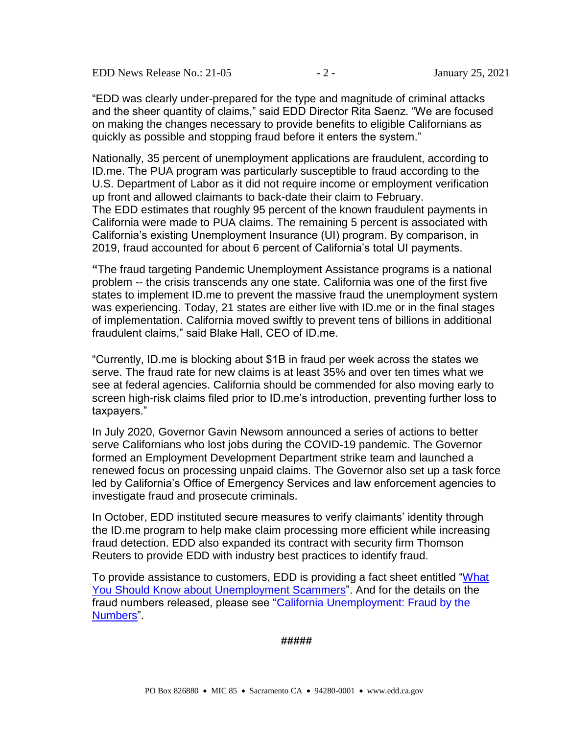"EDD was clearly under-prepared for the type and magnitude of criminal attacks and the sheer quantity of claims," said EDD Director Rita Saenz. "We are focused on making the changes necessary to provide benefits to eligible Californians as quickly as possible and stopping fraud before it enters the system."

Nationally, 35 percent of unemployment applications are fraudulent, according to ID.me. The PUA program was particularly susceptible to fraud according to the U.S. Department of Labor as it did not require income or employment verification up front and allowed claimants to back-date their claim to February. The EDD estimates that roughly 95 percent of the known fraudulent payments in California were made to PUA claims. The remaining 5 percent is associated with California's existing Unemployment Insurance (UI) program. By comparison, in 2019, fraud accounted for about 6 percent of California's total UI payments.

"The fraud targeting Pandemic Unemployment Assistance programs is a national problem -- the crisis transcends any one state. California was one of the first five states to implement ID.me to prevent the massive fraud the unemployment system was experiencing. Today, 21 states are either live with ID.me or in the final stages of implementation. California moved swiftly to prevent tens of billions in additional fraudulent claims," said Blake Hall, CEO of ID.me.

"Currently, ID.me is blocking about $1B in fraud per week across the states we serve. The fraud rate for new claims is at least 35% and over ten times what we see at federal agencies. California should be commended for also moving early to screen high-risk claims filed prior to ID.me's introduction, preventing further loss to taxpayers."

In July 2020, Governor Gavin Newsom announced a series of actions to better serve Californians who lost jobs during the COVID-19 pandemic. The Governor formed an Employment Development Department strike team and launched a renewed focus on processing unpaid claims. The Governor also set up a task force led by California's Office of Emergency Services and law enforcement agencies to investigate fraud and prosecute criminals.

In October, EDD instituted secure measures to verify claimants' identity through the ID.me program to help make claim processing more efficient while increasing fraud detection. EDD also expanded its contract with security firm Thomson Reuters to provide EDD with industry best practices to identify fraud.

To provide assistance to customers, EDD is providing a fact sheet entitled "What You Should Know about Unemployment Scammers". And for the details on the fraud numbers released, please see "California Unemployment: Fraud by the Numbers".

#####

PO Box 826880 • MIC 85 • Sacramento CA • 94280-0001 • www.edd.ca.gov